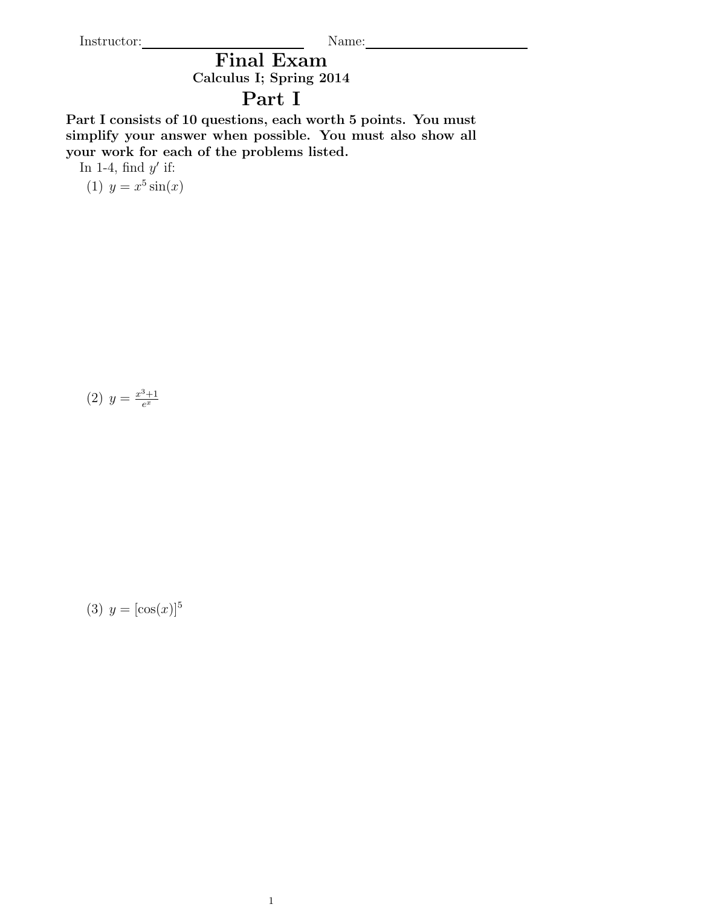Instructor: \_\_\_\_\_\_\_\_\_\_\_\_\_\_\_\_\_\_\_\_ Name: \_\_\_\_\_\_\_\_\_\_\_\_\_\_\_\_\_\_\_\_

# Final Exam

**Calculus I; Spring 2014**

# Part I

**Part I consists of 10 questions, each worth 5 points. You must simplify your answer when possible. You must also show all your work for each of the problems listed.**

In 1-4, find $y'$ if:

(1) $y = x^5 \sin(x)$

(2) $y = \frac{x^3+1}{e^x}$

(3) $y = [\cos(x)]^5$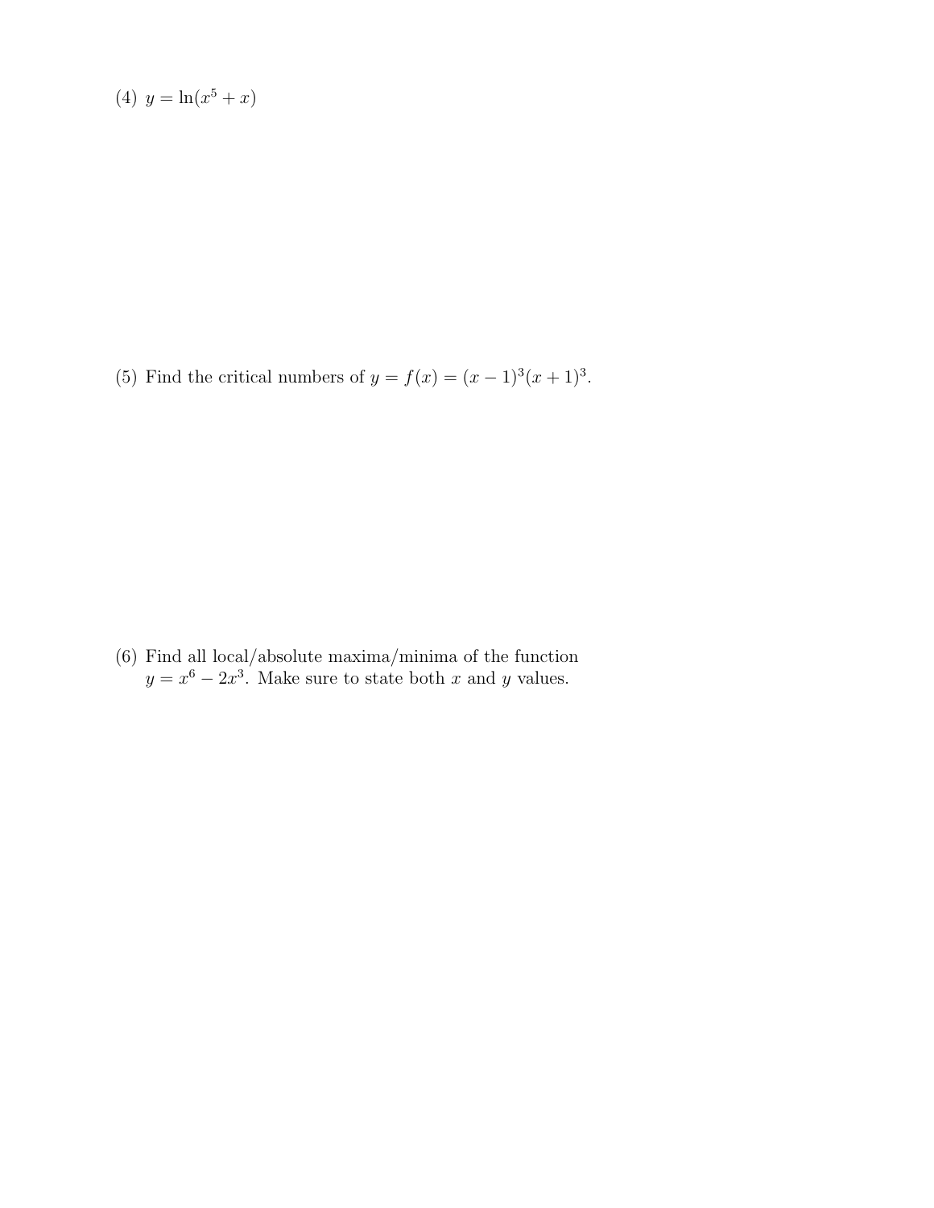(4) $y = \ln(x^5 + x)$

(5) Find the critical numbers of $y = f(x) = (x - 1)^3(x + 1)^3$.

(6) Find all local/absolute maxima/minima of the function $y = x^6 - 2x^3$. Make sure to state both $x$ and $y$ values.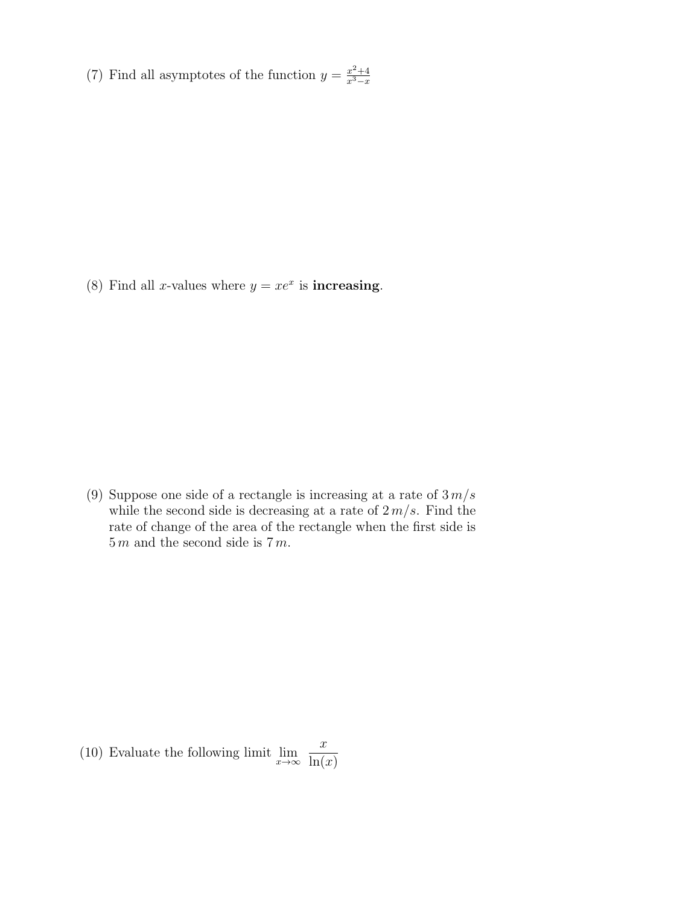(7) Find all asymptotes of the function $y = \frac{x^2+4}{x^3-x}$

(8) Find all $x$-values where $y = xe^x$ is **increasing**.

(9) Suppose one side of a rectangle is increasing at a rate of $3\,m/s$ while the second side is decreasing at a rate of $2\,m/s$. Find the rate of change of the area of the rectangle when the first side is $5\,m$ and the second side is $7\,m$.

(10) Evaluate the following limit $\lim_{x\to\infty} \dfrac{x}{\ln(x)}$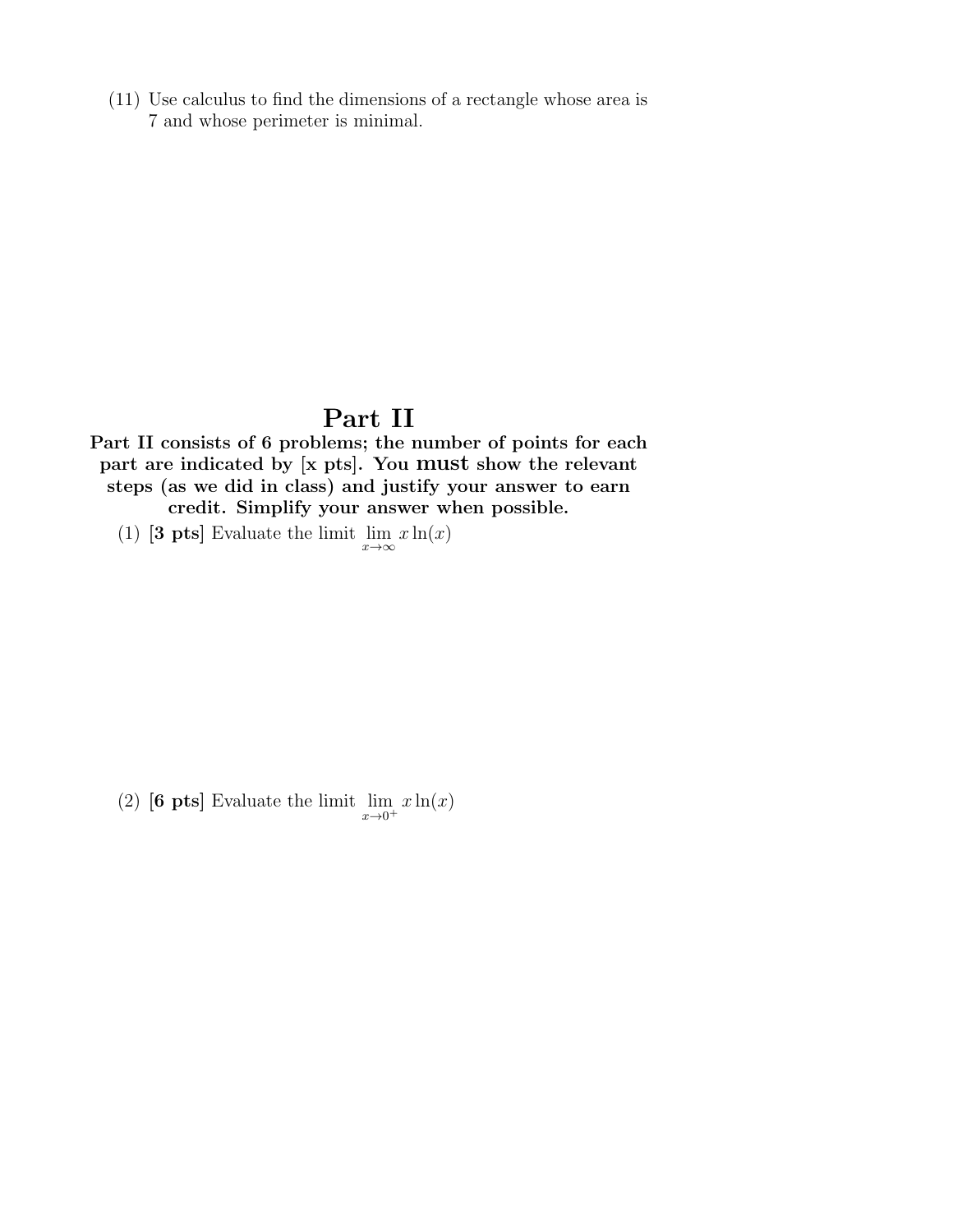(11) Use calculus to find the dimensions of a rectangle whose area is 7 and whose perimeter is minimal.

# Part II

**Part II consists of 6 problems; the number of points for each part are indicated by [x pts]. You must show the relevant steps (as we did in class) and justify your answer to earn credit. Simplify your answer when possible.**

(1) **[3 pts]** Evaluate the limit $\lim_{x\to\infty} x\ln(x)$

(2) **[6 pts]** Evaluate the limit $\lim_{x\to 0^+} x\ln(x)$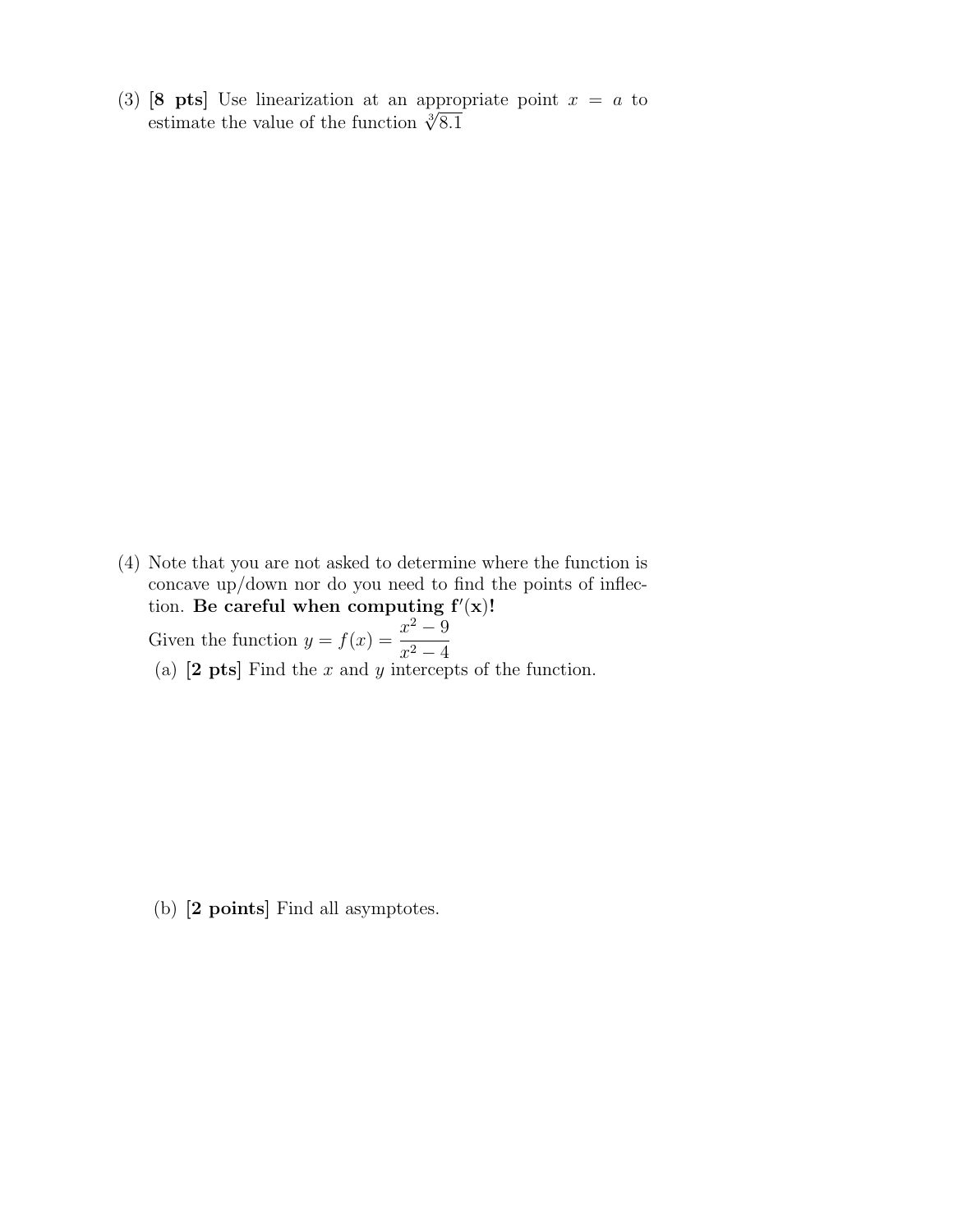(3) **[8 pts]** Use linearization at an appropriate point $x = a$ to estimate the value of the function $\sqrt[3]{8.1}$

(4) Note that you are not asked to determine where the function is concave up/down nor do you need to find the points of inflection. **Be careful when computing $\mathbf{f'(x)}$!**

Given the function $y = f(x) = \dfrac{x^2 - 9}{x^2 - 4}$

(a) **[2 pts]** Find the $x$ and $y$ intercepts of the function.

(b) **[2 points]** Find all asymptotes.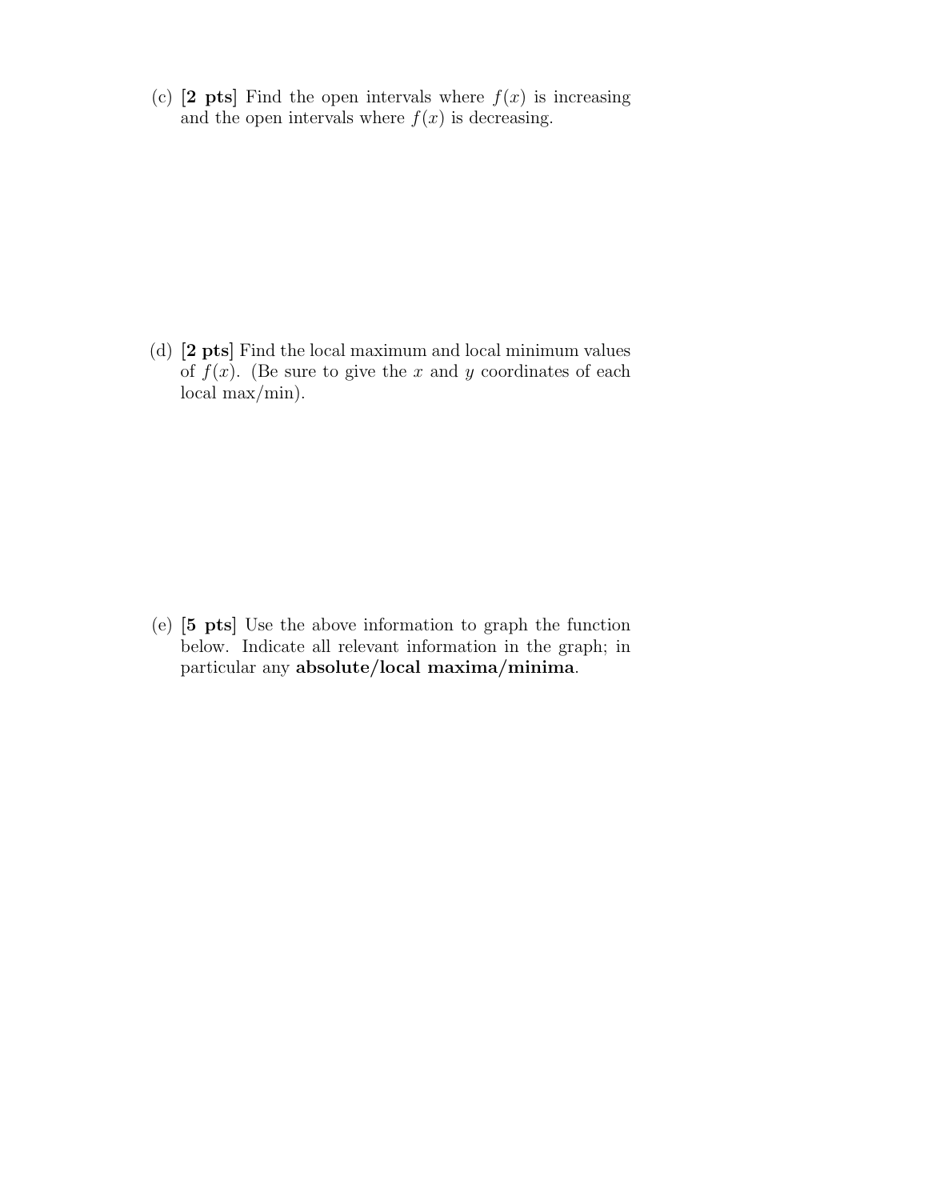(c) **[2 pts]** Find the open intervals where $f(x)$ is increasing and the open intervals where $f(x)$ is decreasing.

(d) **[2 pts]** Find the local maximum and local minimum values of $f(x)$. (Be sure to give the $x$ and $y$ coordinates of each local max/min).

(e) **[5 pts]** Use the above information to graph the function below. Indicate all relevant information in the graph; in particular any **absolute/local maxima/minima**.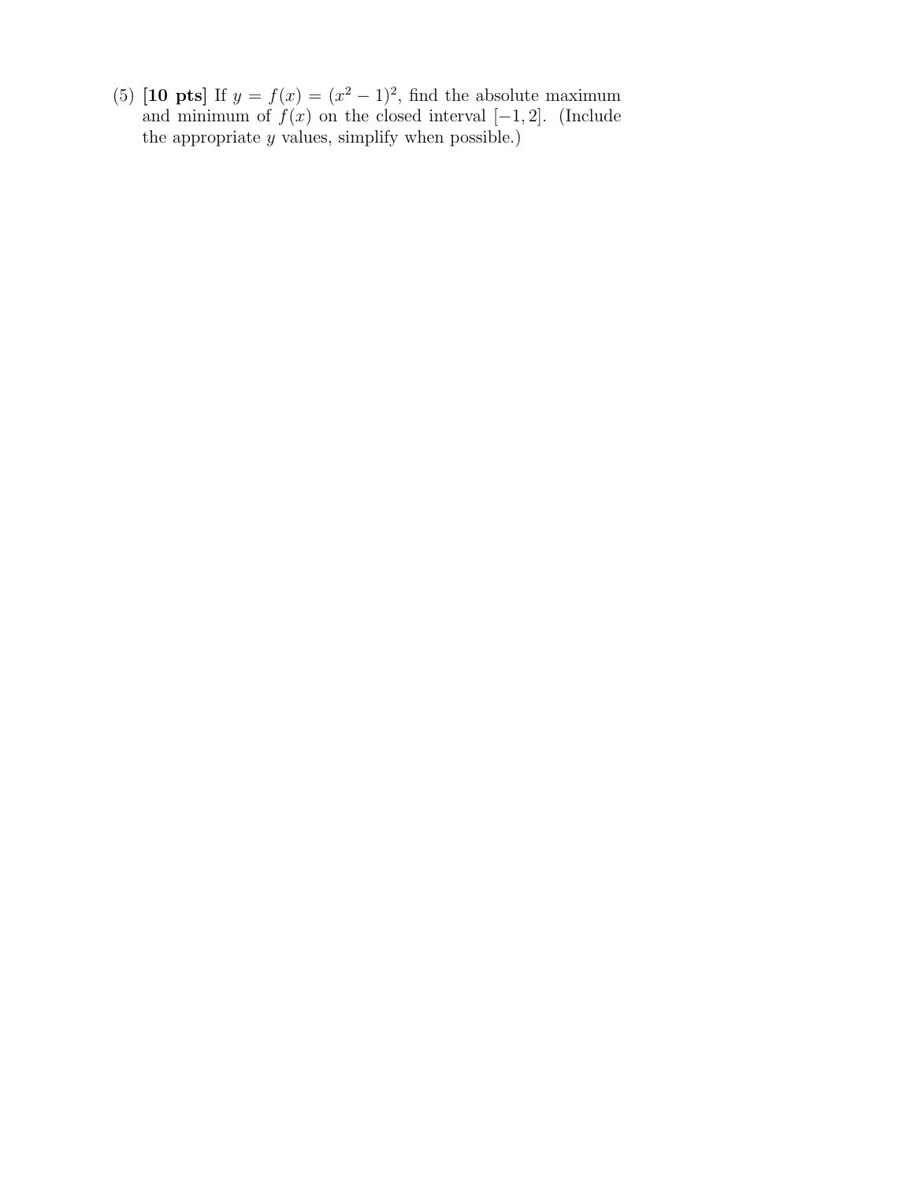(5) **[10 pts]** If $y = f(x) = (x^2 - 1)^2$, find the absolute maximum and minimum of $f(x)$ on the closed interval $[-1, 2]$. (Include the appropriate $y$ values, simplify when possible.)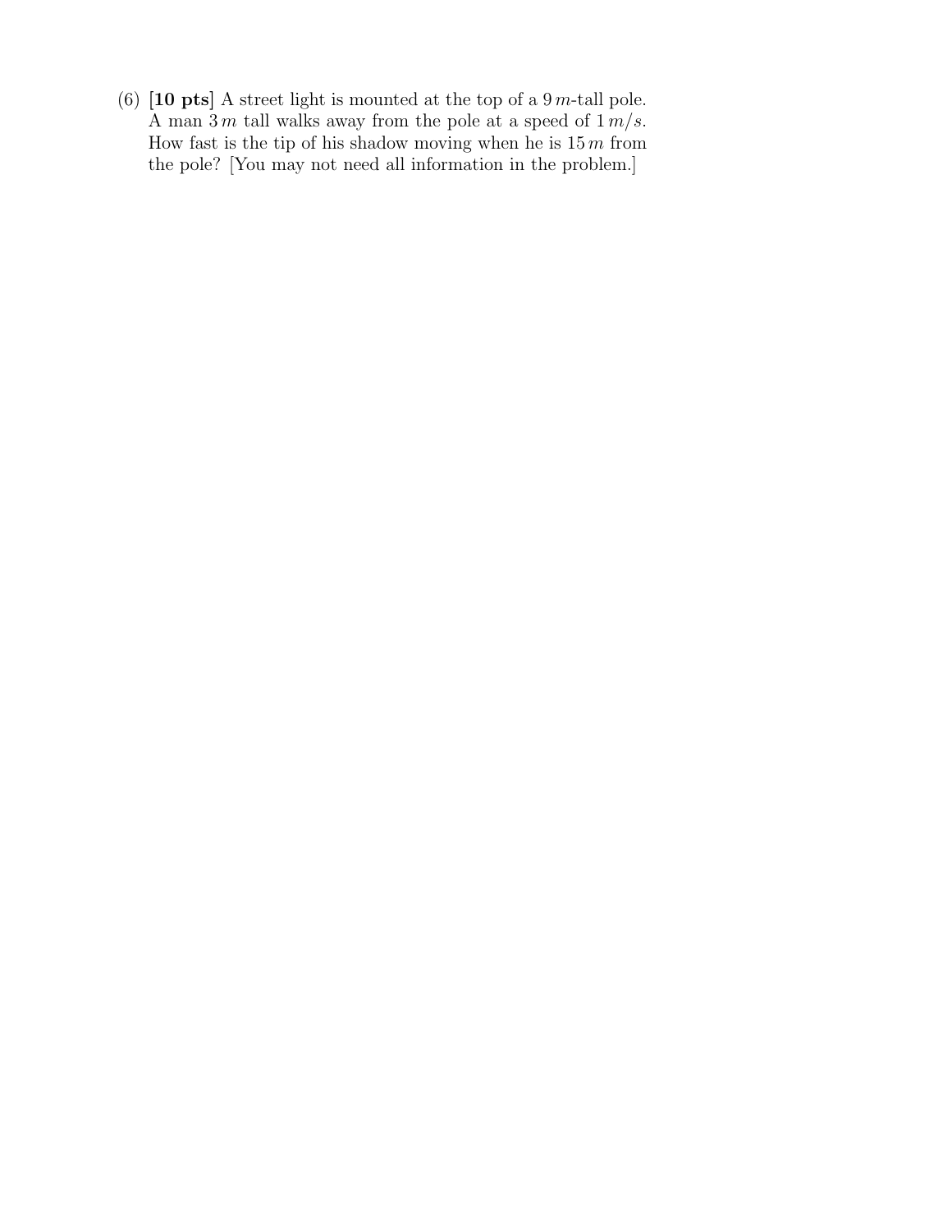(6) **[10 pts]** A street light is mounted at the top of a $9\,m$-tall pole. A man $3\,m$ tall walks away from the pole at a speed of $1\,m/s$. How fast is the tip of his shadow moving when he is $15\,m$ from the pole? [You may not need all information in the problem.]